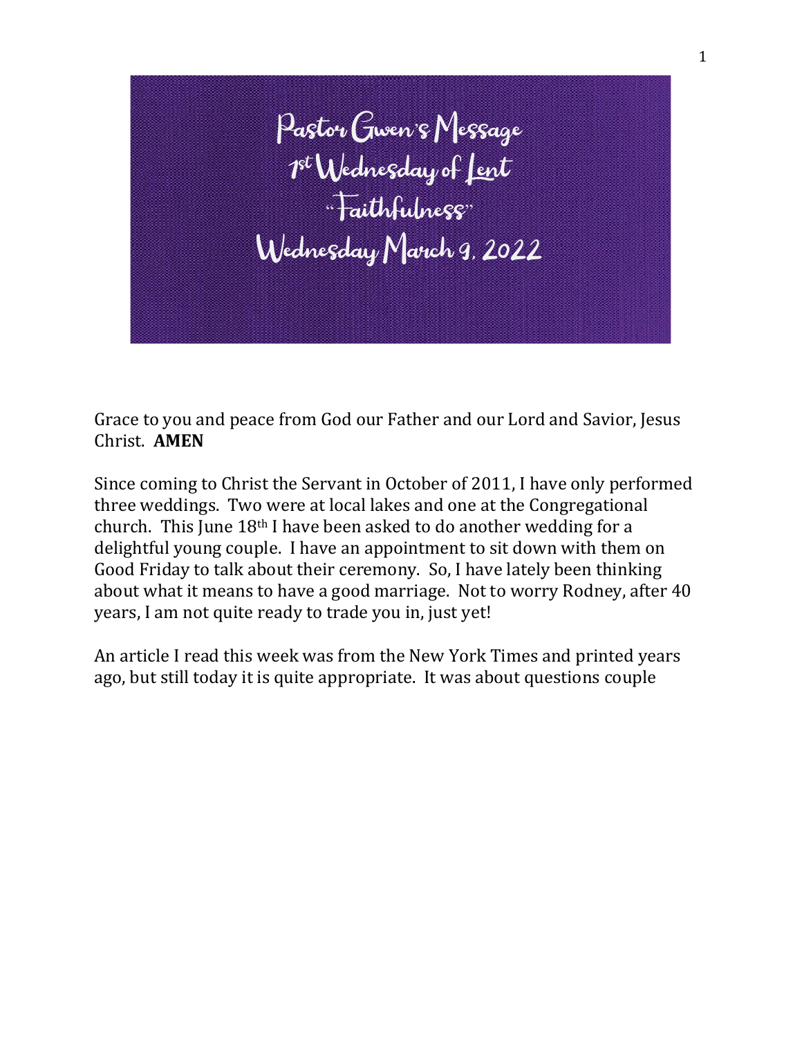# Pastor Gwen's Message
## 1st Wednesday of Lent
## "Faithfulness"
## Wednesday March 9, 2022

Grace to you and peace from God our Father and our Lord and Savior, Jesus Christ. **AMEN**

Since coming to Christ the Servant in October of 2011, I have only performed three weddings. Two were at local lakes and one at the Congregational church. This June 18th I have been asked to do another wedding for a delightful young couple. I have an appointment to sit down with them on Good Friday to talk about their ceremony. So, I have lately been thinking about what it means to have a good marriage. Not to worry Rodney, after 40 years, I am not quite ready to trade you in, just yet!

An article I read this week was from the New York Times and printed years ago, but still today it is quite appropriate. It was about questions couple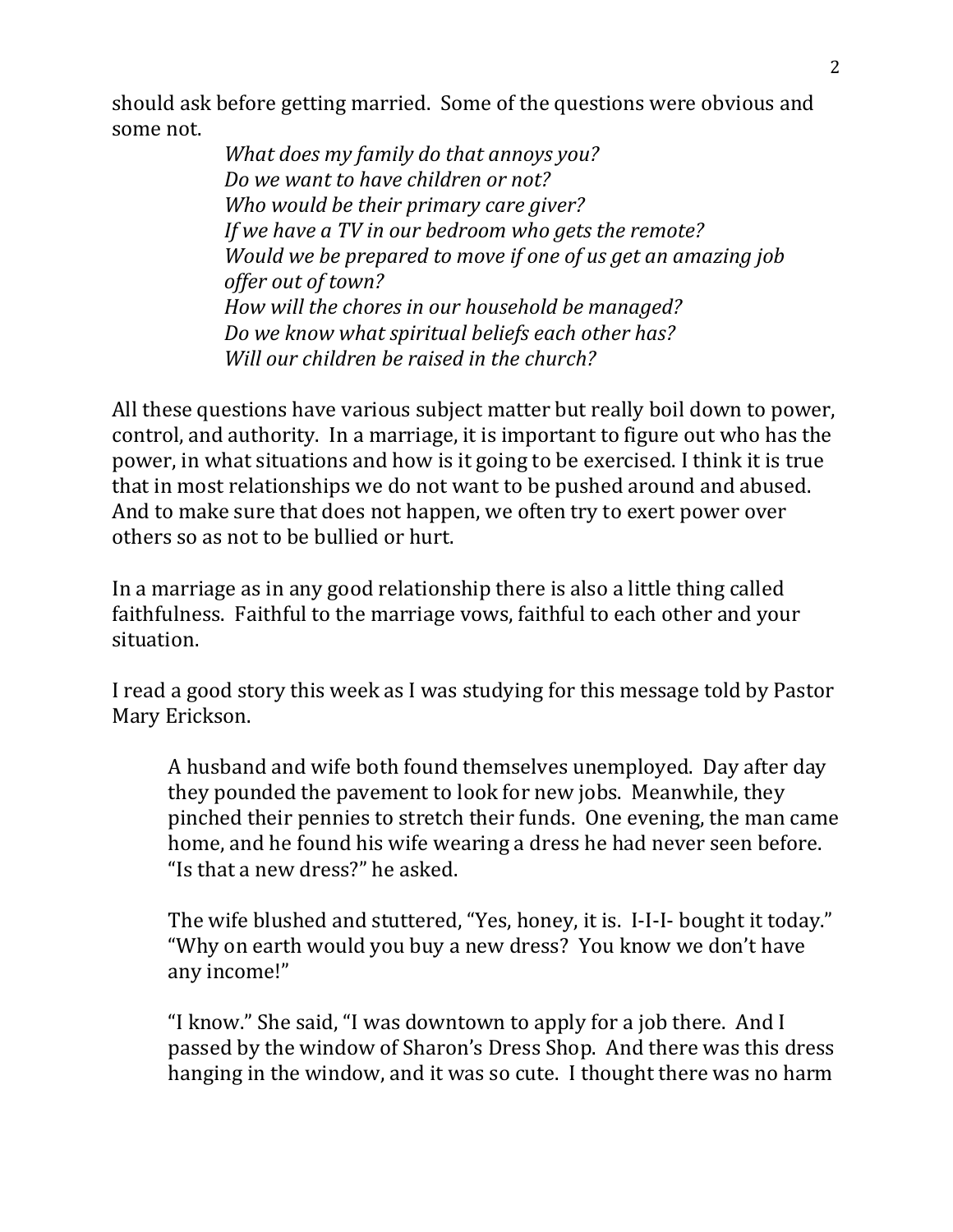should ask before getting married. Some of the questions were obvious and some not.

> *What does my family do that annoys you?*
> *Do we want to have children or not?*
> *Who would be their primary care giver?*
> *If we have a TV in our bedroom who gets the remote?*
> *Would we be prepared to move if one of us get an amazing job offer out of town?*
> *How will the chores in our household be managed?*
> *Do we know what spiritual beliefs each other has?*
> *Will our children be raised in the church?*

All these questions have various subject matter but really boil down to power, control, and authority. In a marriage, it is important to figure out who has the power, in what situations and how is it going to be exercised. I think it is true that in most relationships we do not want to be pushed around and abused. And to make sure that does not happen, we often try to exert power over others so as not to be bullied or hurt.

In a marriage as in any good relationship there is also a little thing called faithfulness. Faithful to the marriage vows, faithful to each other and your situation.

I read a good story this week as I was studying for this message told by Pastor Mary Erickson.

> A husband and wife both found themselves unemployed. Day after day they pounded the pavement to look for new jobs. Meanwhile, they pinched their pennies to stretch their funds. One evening, the man came home, and he found his wife wearing a dress he had never seen before. "Is that a new dress?" he asked.
>
> The wife blushed and stuttered, "Yes, honey, it is. I-I-I- bought it today." "Why on earth would you buy a new dress? You know we don't have any income!"
>
> "I know." She said, "I was downtown to apply for a job there. And I passed by the window of Sharon's Dress Shop. And there was this dress hanging in the window, and it was so cute. I thought there was no harm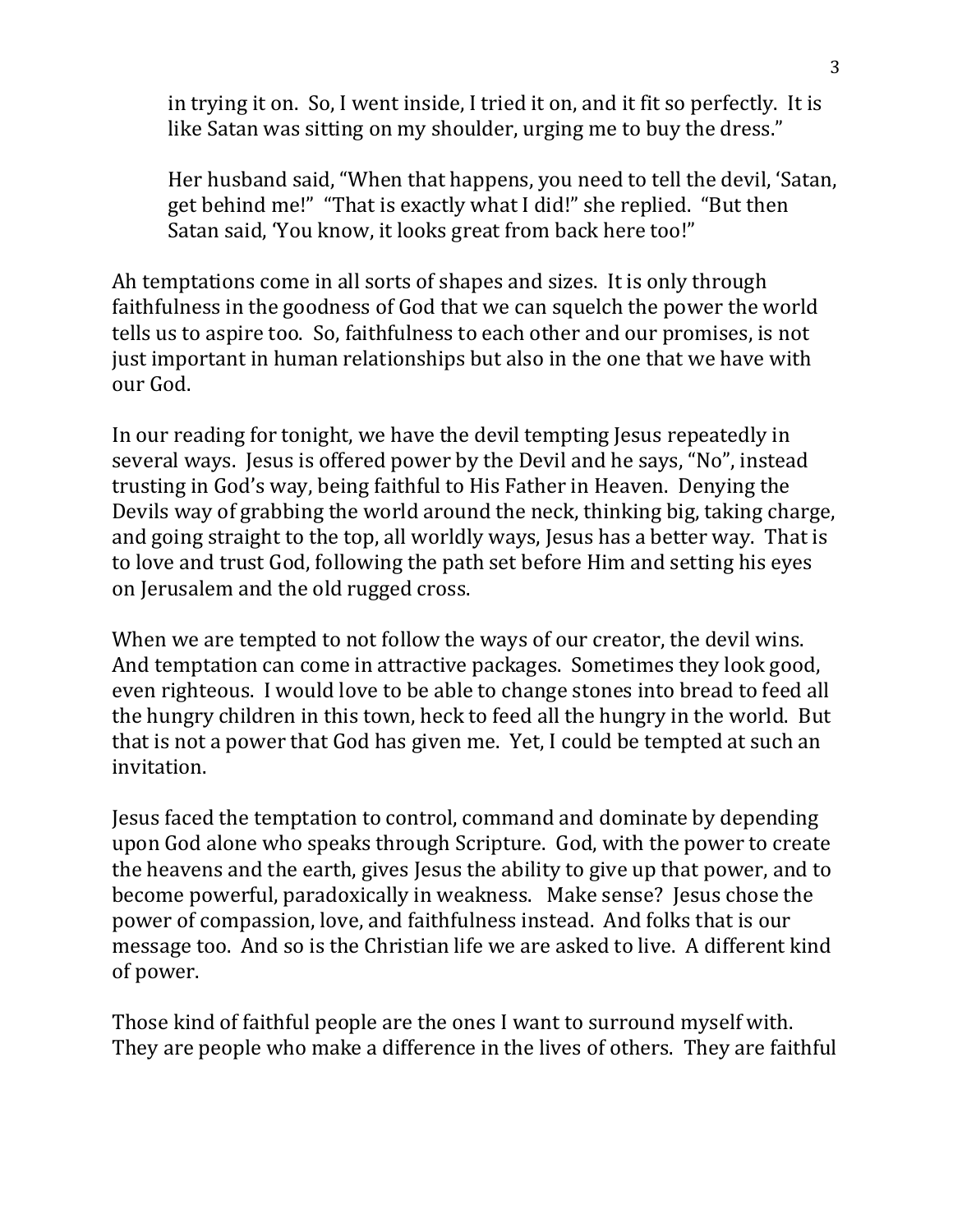in trying it on. So, I went inside, I tried it on, and it fit so perfectly. It is like Satan was sitting on my shoulder, urging me to buy the dress."

> Her husband said, "When that happens, you need to tell the devil, 'Satan, get behind me!" "That is exactly what I did!" she replied. "But then Satan said, 'You know, it looks great from back here too!"

Ah temptations come in all sorts of shapes and sizes. It is only through faithfulness in the goodness of God that we can squelch the power the world tells us to aspire too. So, faithfulness to each other and our promises, is not just important in human relationships but also in the one that we have with our God.

In our reading for tonight, we have the devil tempting Jesus repeatedly in several ways. Jesus is offered power by the Devil and he says, "No", instead trusting in God's way, being faithful to His Father in Heaven. Denying the Devils way of grabbing the world around the neck, thinking big, taking charge, and going straight to the top, all worldly ways, Jesus has a better way. That is to love and trust God, following the path set before Him and setting his eyes on Jerusalem and the old rugged cross.

When we are tempted to not follow the ways of our creator, the devil wins. And temptation can come in attractive packages. Sometimes they look good, even righteous. I would love to be able to change stones into bread to feed all the hungry children in this town, heck to feed all the hungry in the world. But that is not a power that God has given me. Yet, I could be tempted at such an invitation.

Jesus faced the temptation to control, command and dominate by depending upon God alone who speaks through Scripture. God, with the power to create the heavens and the earth, gives Jesus the ability to give up that power, and to become powerful, paradoxically in weakness. Make sense? Jesus chose the power of compassion, love, and faithfulness instead. And folks that is our message too. And so is the Christian life we are asked to live. A different kind of power.

Those kind of faithful people are the ones I want to surround myself with. They are people who make a difference in the lives of others. They are faithful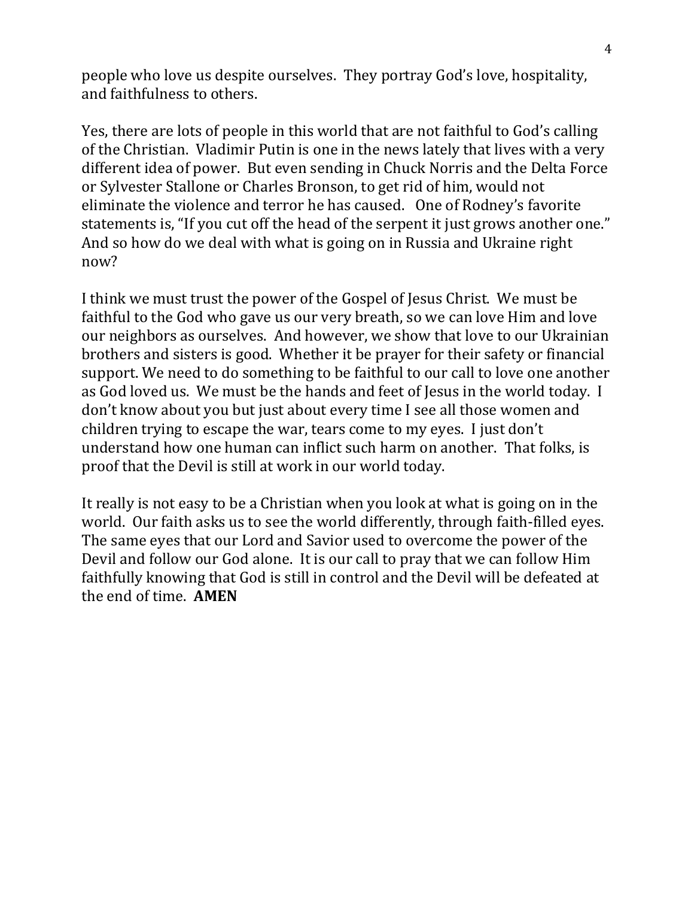people who love us despite ourselves. They portray God's love, hospitality, and faithfulness to others.

Yes, there are lots of people in this world that are not faithful to God's calling of the Christian. Vladimir Putin is one in the news lately that lives with a very different idea of power. But even sending in Chuck Norris and the Delta Force or Sylvester Stallone or Charles Bronson, to get rid of him, would not eliminate the violence and terror he has caused. One of Rodney's favorite statements is, "If you cut off the head of the serpent it just grows another one." And so how do we deal with what is going on in Russia and Ukraine right now?

I think we must trust the power of the Gospel of Jesus Christ. We must be faithful to the God who gave us our very breath, so we can love Him and love our neighbors as ourselves. And however, we show that love to our Ukrainian brothers and sisters is good. Whether it be prayer for their safety or financial support. We need to do something to be faithful to our call to love one another as God loved us. We must be the hands and feet of Jesus in the world today. I don't know about you but just about every time I see all those women and children trying to escape the war, tears come to my eyes. I just don't understand how one human can inflict such harm on another. That folks, is proof that the Devil is still at work in our world today.

It really is not easy to be a Christian when you look at what is going on in the world. Our faith asks us to see the world differently, through faith-filled eyes. The same eyes that our Lord and Savior used to overcome the power of the Devil and follow our God alone. It is our call to pray that we can follow Him faithfully knowing that God is still in control and the Devil will be defeated at the end of time. **AMEN**